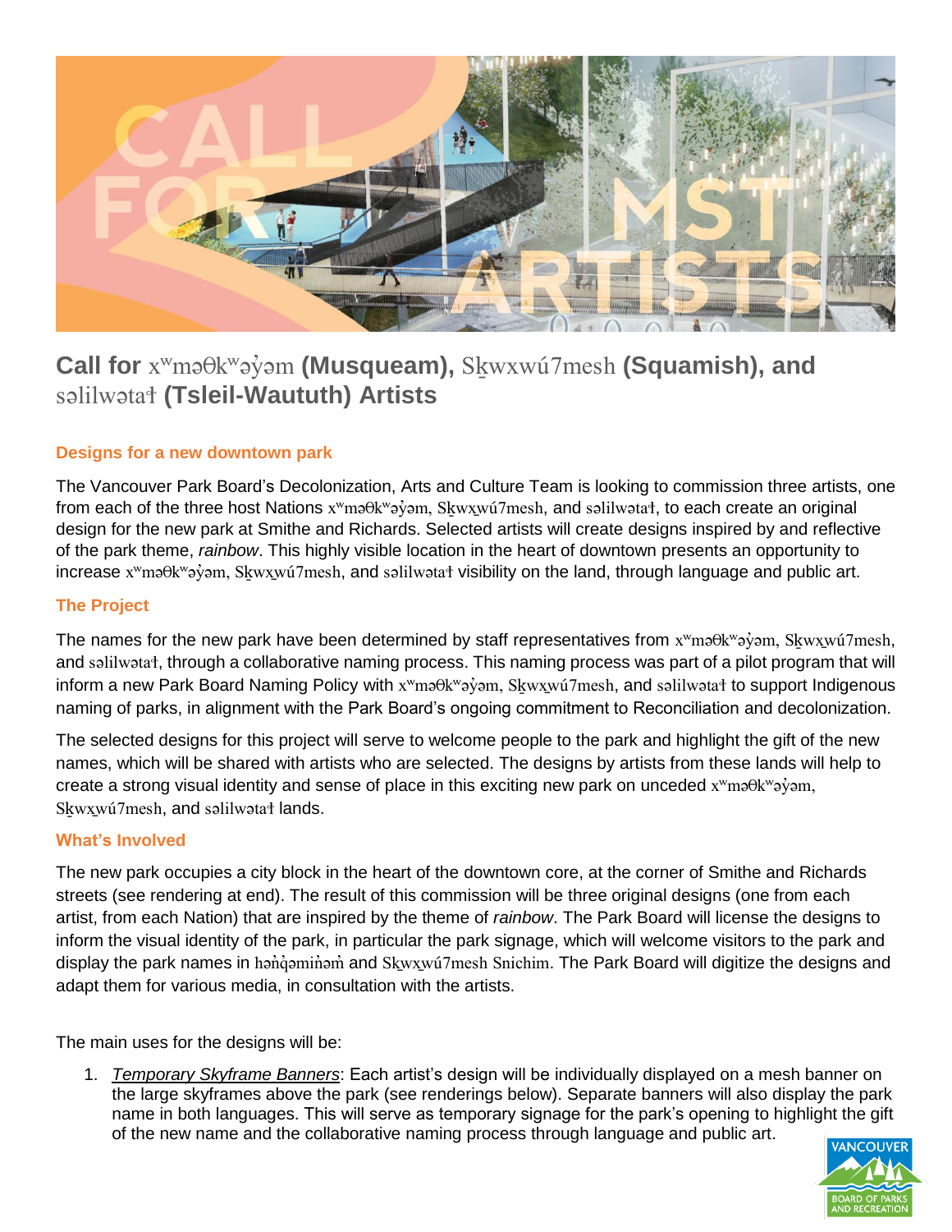# Call for xʷməθkʷəy̓əm (Musqueam), Sḵwxwú7mesh (Squamish), and səlilwətaɬ (Tsleil-Waututh) Artists

### Designs for a new downtown park

The Vancouver Park Board's Decolonization, Arts and Culture Team is looking to commission three artists, one from each of the three host Nations xʷməθkʷəy̓əm, Sḵwx̱wú7mesh, and səlilwətaɬ, to each create an original design for the new park at Smithe and Richards. Selected artists will create designs inspired by and reflective of the park theme, *rainbow*. This highly visible location in the heart of downtown presents an opportunity to increase xʷməθkʷəy̓əm, Sḵwx̱wú7mesh, and səlilwətaɬ visibility on the land, through language and public art.

### The Project

The names for the new park have been determined by staff representatives from xʷməθkʷəy̓əm, Sḵwx̱wú7mesh, and səlilwətaɬ, through a collaborative naming process. This naming process was part of a pilot program that will inform a new Park Board Naming Policy with xʷməθkʷəy̓əm, Sḵwx̱wú7mesh, and səlilwətaɬ to support Indigenous naming of parks, in alignment with the Park Board's ongoing commitment to Reconciliation and decolonization.

The selected designs for this project will serve to welcome people to the park and highlight the gift of the new names, which will be shared with artists who are selected. The designs by artists from these lands will help to create a strong visual identity and sense of place in this exciting new park on unceded xʷməθkʷəy̓əm, Sḵwx̱wú7mesh, and səlilwətaɬ lands.

### What's Involved

The new park occupies a city block in the heart of the downtown core, at the corner of Smithe and Richards streets (see rendering at end). The result of this commission will be three original designs (one from each artist, from each Nation) that are inspired by the theme of *rainbow*. The Park Board will license the designs to inform the visual identity of the park, in particular the park signage, which will welcome visitors to the park and display the park names in hən̓q̓əmin̓əm̓ and Sḵwx̱wú7mesh Snichim. The Park Board will digitize the designs and adapt them for various media, in consultation with the artists.

The main uses for the designs will be:

1. *Temporary Skyframe Banners*: Each artist's design will be individually displayed on a mesh banner on the large skyframes above the park (see renderings below). Separate banners will also display the park name in both languages. This will serve as temporary signage for the park's opening to highlight the gift of the new name and the collaborative naming process through language and public art.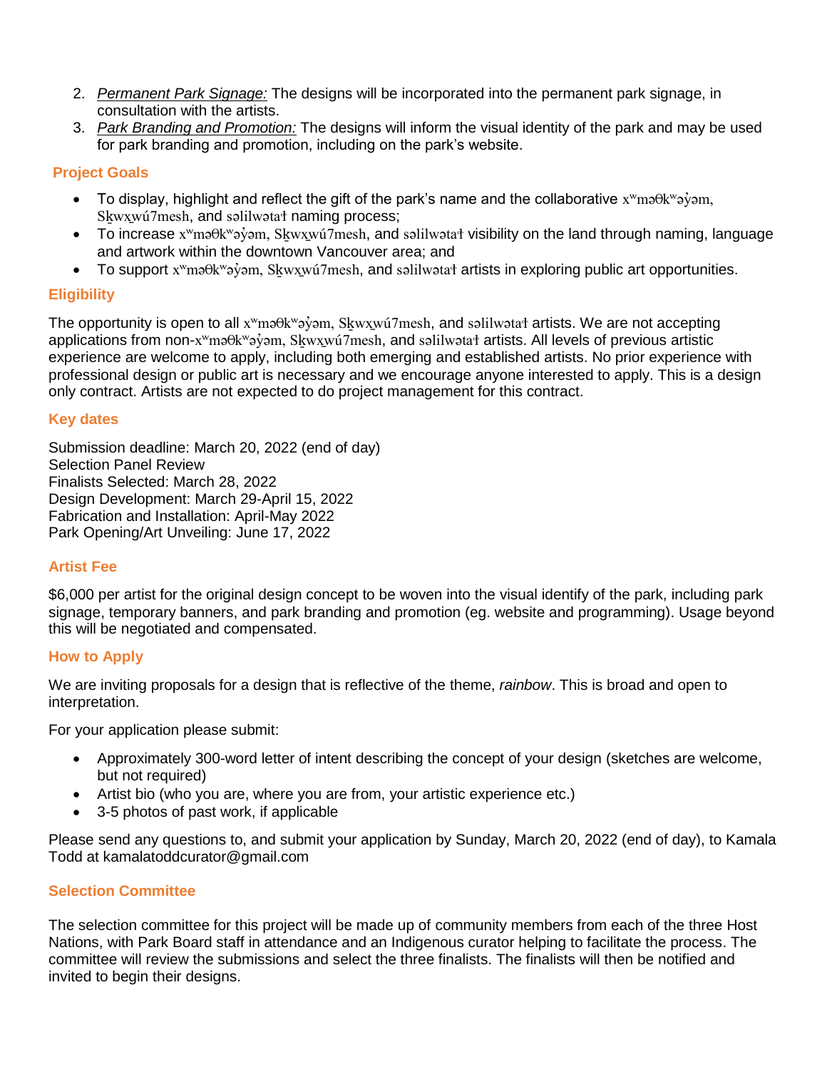2. *Permanent Park Signage:* The designs will be incorporated into the permanent park signage, in consultation with the artists.
3. *Park Branding and Promotion:* The designs will inform the visual identity of the park and may be used for park branding and promotion, including on the park's website.

## Project Goals

- To display, highlight and reflect the gift of the park's name and the collaborative xʷməθkʷəy̓əm, Sḵwx̱wú7mesh, and səlilwətaɬ naming process;
- To increase xʷməθkʷəy̓əm, Sḵwx̱wú7mesh, and səlilwətaɬ visibility on the land through naming, language and artwork within the downtown Vancouver area; and
- To support xʷməθkʷəy̓əm, Sḵwx̱wú7mesh, and səlilwətaɬ artists in exploring public art opportunities.

## Eligibility

The opportunity is open to all xʷməθkʷəy̓əm, Sḵwx̱wú7mesh, and səlilwətaɬ artists. We are not accepting applications from non-xʷməθkʷəy̓əm, Sḵwx̱wú7mesh, and səlilwətaɬ artists. All levels of previous artistic experience are welcome to apply, including both emerging and established artists. No prior experience with professional design or public art is necessary and we encourage anyone interested to apply. This is a design only contract. Artists are not expected to do project management for this contract.

## Key dates

Submission deadline: March 20, 2022 (end of day)
Selection Panel Review
Finalists Selected: March 28, 2022
Design Development: March 29-April 15, 2022
Fabrication and Installation: April-May 2022
Park Opening/Art Unveiling: June 17, 2022

## Artist Fee

$6,000 per artist for the original design concept to be woven into the visual identify of the park, including park signage, temporary banners, and park branding and promotion (eg. website and programming). Usage beyond this will be negotiated and compensated.

## How to Apply

We are inviting proposals for a design that is reflective of the theme, *rainbow*. This is broad and open to interpretation.

For your application please submit:

- Approximately 300-word letter of intent describing the concept of your design (sketches are welcome, but not required)
- Artist bio (who you are, where you are from, your artistic experience etc.)
- 3-5 photos of past work, if applicable

Please send any questions to, and submit your application by Sunday, March 20, 2022 (end of day), to Kamala Todd at kamalatoddcurator@gmail.com

## Selection Committee

The selection committee for this project will be made up of community members from each of the three Host Nations, with Park Board staff in attendance and an Indigenous curator helping to facilitate the process. The committee will review the submissions and select the three finalists. The finalists will then be notified and invited to begin their designs.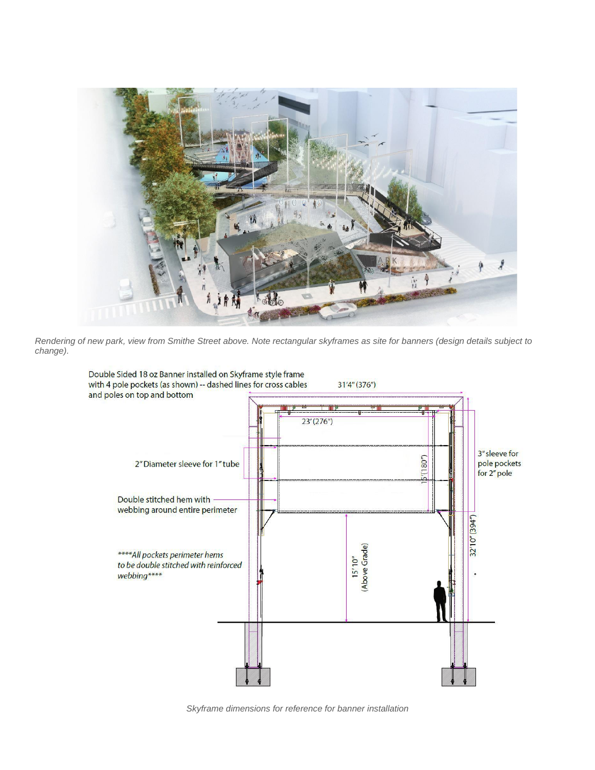*Rendering of new park, view from Smithe Street above. Note rectangular skyframes as site for banners (design details subject to change).*

Double Sided 18 oz Banner installed on Skyframe style frame with 4 pole pockets (as shown) -- dashed lines for cross cables and poles on top and bottom

31'4" (376")

23' (276")

2" Diameter sleeve for 1" tube

3" sleeve for pole pockets for 2" pole

15' (180")

Double stitched hem with webbing around entire perimeter

32'10" (394")

****All pockets perimeter hems to be double stitched with reinforced webbing****

15'10" (Above Grade)

*Skyframe dimensions for reference for banner installation*